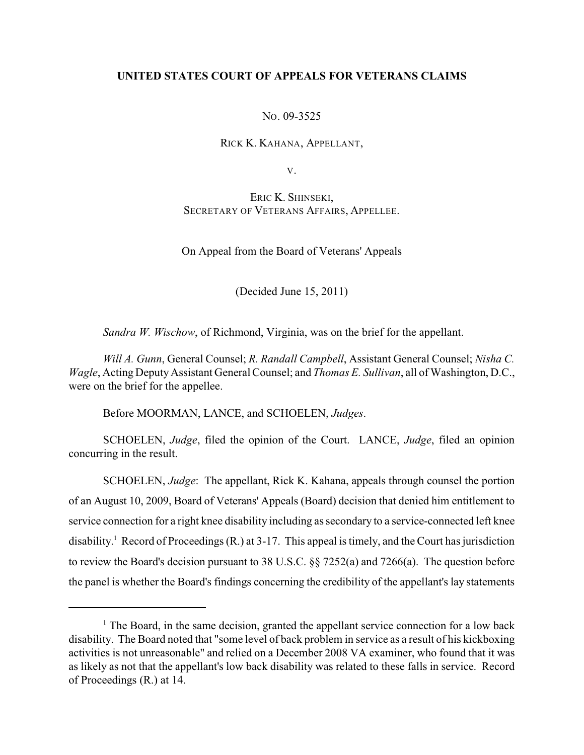**UNITED STATES COURT OF APPEALS FOR VETERANS CLAIMS**

NO. 09-3525

RICK K. KAHANA, APPELLANT,

V.

ERIC K. SHINSEKI,
SECRETARY OF VETERANS AFFAIRS, APPELLEE.

On Appeal from the Board of Veterans' Appeals

(Decided June 15, 2011)

*Sandra W. Wischow*, of Richmond, Virginia, was on the brief for the appellant.

*Will A. Gunn*, General Counsel; *R. Randall Campbell*, Assistant General Counsel; *Nisha C. Wagle*, Acting Deputy Assistant General Counsel; and *Thomas E. Sullivan*, all of Washington, D.C., were on the brief for the appellee.

Before MOORMAN, LANCE, and SCHOELEN, *Judges*.

SCHOELEN, *Judge*, filed the opinion of the Court. LANCE, *Judge*, filed an opinion concurring in the result.

SCHOELEN, *Judge*: The appellant, Rick K. Kahana, appeals through counsel the portion of an August 10, 2009, Board of Veterans' Appeals (Board) decision that denied him entitlement to service connection for a right knee disability including as secondary to a service-connected left knee disability.[1] Record of Proceedings (R.) at 3-17. This appeal is timely, and the Court has jurisdiction to review the Board's decision pursuant to 38 U.S.C. §§ 7252(a) and 7266(a). The question before the panel is whether the Board's findings concerning the credibility of the appellant's lay statements

[1] The Board, in the same decision, granted the appellant service connection for a low back disability. The Board noted that "some level of back problem in service as a result of his kickboxing activities is not unreasonable" and relied on a December 2008 VA examiner, who found that it was as likely as not that the appellant's low back disability was related to these falls in service. Record of Proceedings (R.) at 14.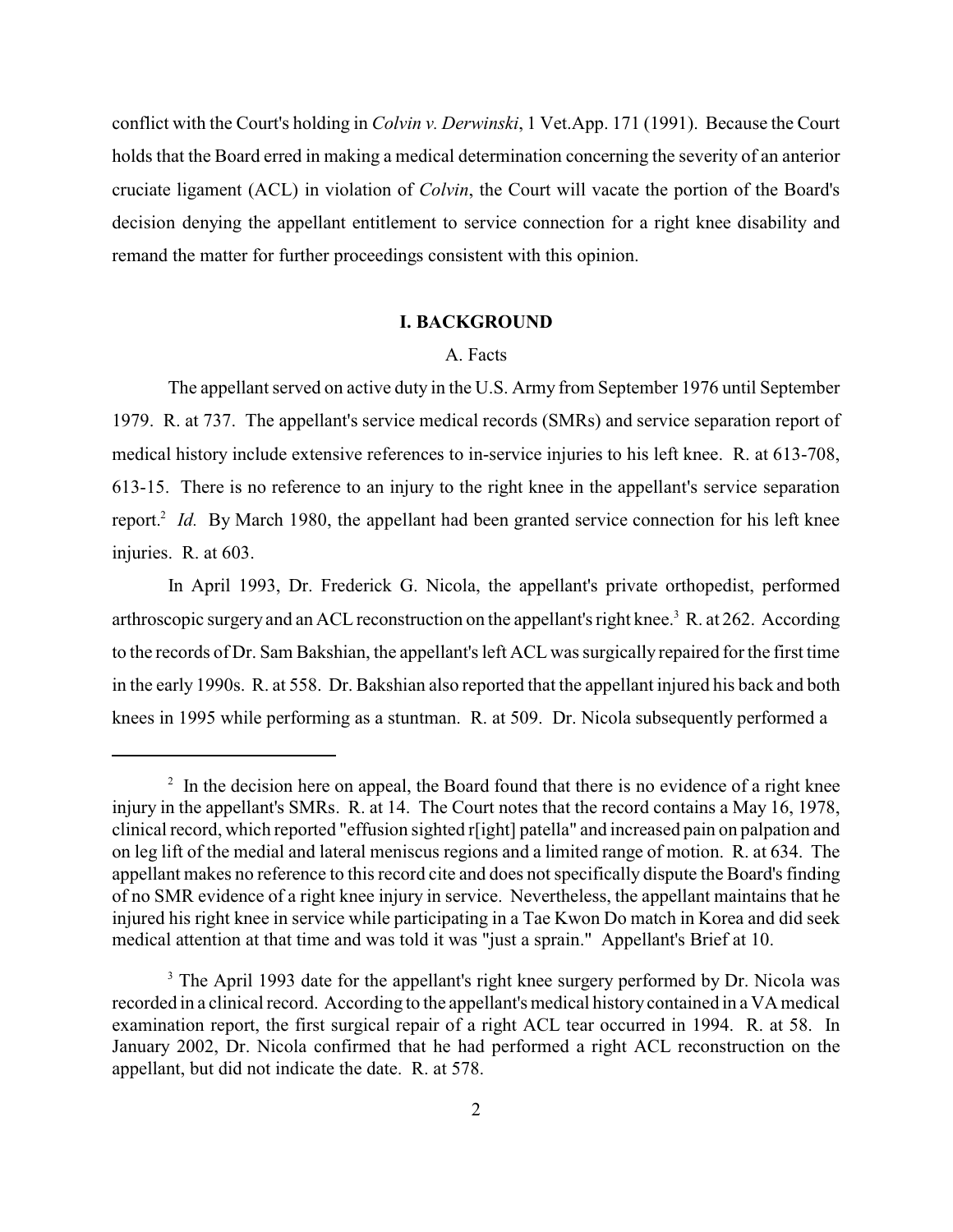conflict with the Court's holding in *Colvin v. Derwinski*, 1 Vet.App. 171 (1991). Because the Court holds that the Board erred in making a medical determination concerning the severity of an anterior cruciate ligament (ACL) in violation of *Colvin*, the Court will vacate the portion of the Board's decision denying the appellant entitlement to service connection for a right knee disability and remand the matter for further proceedings consistent with this opinion.

## I. BACKGROUND

### A. Facts

The appellant served on active duty in the U.S. Army from September 1976 until September 1979. R. at 737. The appellant's service medical records (SMRs) and service separation report of medical history include extensive references to in-service injuries to his left knee. R. at 613-708, 613-15. There is no reference to an injury to the right knee in the appellant's service separation report.[2] *Id.* By March 1980, the appellant had been granted service connection for his left knee injuries. R. at 603.

In April 1993, Dr. Frederick G. Nicola, the appellant's private orthopedist, performed arthroscopic surgery and an ACL reconstruction on the appellant's right knee.[3] R. at 262. According to the records of Dr. Sam Bakshian, the appellant's left ACL was surgically repaired for the first time in the early 1990s. R. at 558. Dr. Bakshian also reported that the appellant injured his back and both knees in 1995 while performing as a stuntman. R. at 509. Dr. Nicola subsequently performed a

---

[2] In the decision here on appeal, the Board found that there is no evidence of a right knee injury in the appellant's SMRs. R. at 14. The Court notes that the record contains a May 16, 1978, clinical record, which reported "effusion sighted r[ight] patella" and increased pain on palpation and on leg lift of the medial and lateral meniscus regions and a limited range of motion. R. at 634. The appellant makes no reference to this record cite and does not specifically dispute the Board's finding of no SMR evidence of a right knee injury in service. Nevertheless, the appellant maintains that he injured his right knee in service while participating in a Tae Kwon Do match in Korea and did seek medical attention at that time and was told it was "just a sprain." Appellant's Brief at 10.

[3] The April 1993 date for the appellant's right knee surgery performed by Dr. Nicola was recorded in a clinical record. According to the appellant's medical history contained in a VA medical examination report, the first surgical repair of a right ACL tear occurred in 1994. R. at 58. In January 2002, Dr. Nicola confirmed that he had performed a right ACL reconstruction on the appellant, but did not indicate the date. R. at 578.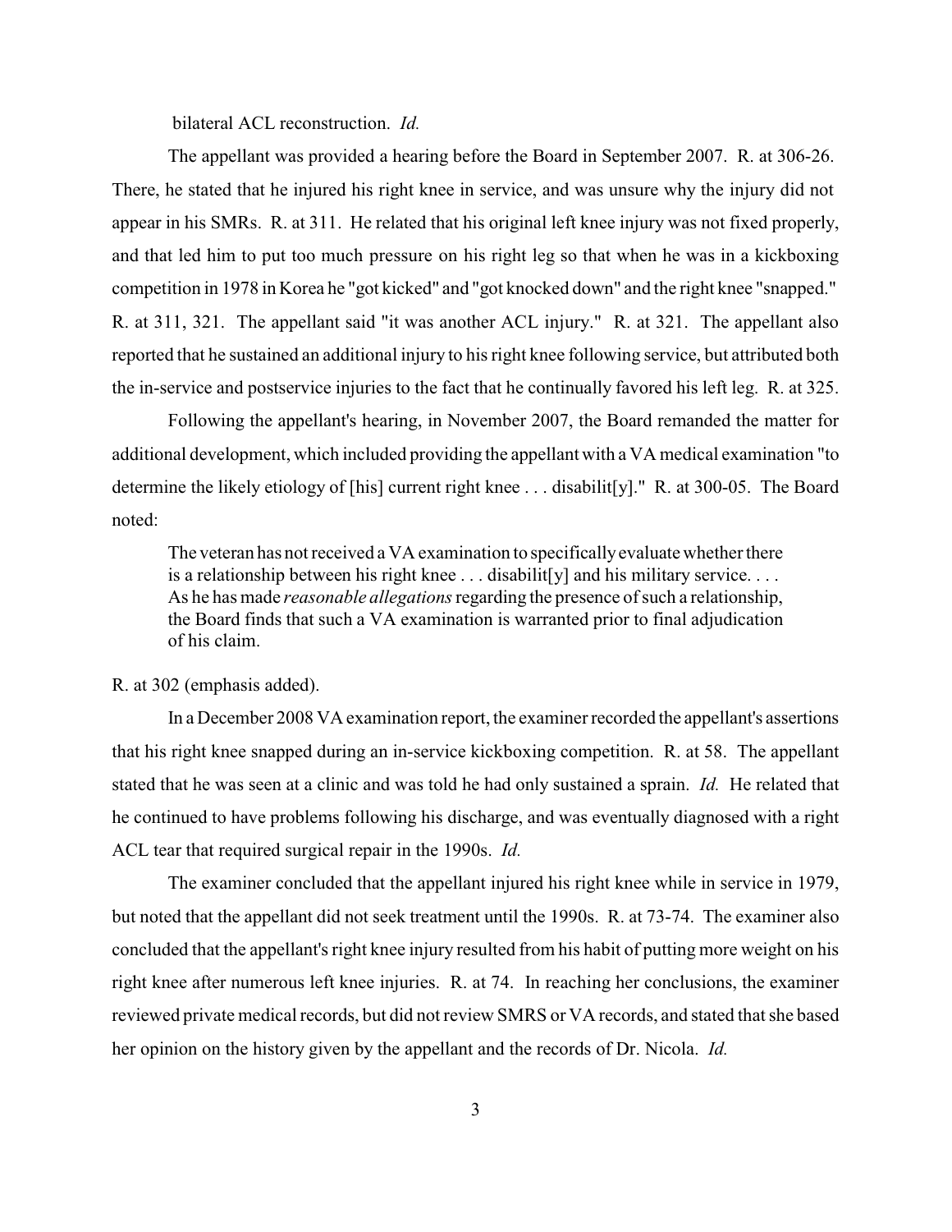bilateral ACL reconstruction. *Id.*

The appellant was provided a hearing before the Board in September 2007. R. at 306-26. There, he stated that he injured his right knee in service, and was unsure why the injury did not appear in his SMRs. R. at 311. He related that his original left knee injury was not fixed properly, and that led him to put too much pressure on his right leg so that when he was in a kickboxing competition in 1978 in Korea he "got kicked" and "got knocked down" and the right knee "snapped." R. at 311, 321. The appellant said "it was another ACL injury." R. at 321. The appellant also reported that he sustained an additional injury to his right knee following service, but attributed both the in-service and postservice injuries to the fact that he continually favored his left leg. R. at 325.

Following the appellant's hearing, in November 2007, the Board remanded the matter for additional development, which included providing the appellant with a VA medical examination "to determine the likely etiology of [his] current right knee . . . disabilit[y]." R. at 300-05. The Board noted:

> The veteran has not received a VA examination to specifically evaluate whether there is a relationship between his right knee . . . disabilit[y] and his military service. . . . As he has made *reasonable allegations* regarding the presence of such a relationship, the Board finds that such a VA examination is warranted prior to final adjudication of his claim.

R. at 302 (emphasis added).

In a December 2008 VA examination report, the examiner recorded the appellant's assertions that his right knee snapped during an in-service kickboxing competition. R. at 58. The appellant stated that he was seen at a clinic and was told he had only sustained a sprain. *Id.* He related that he continued to have problems following his discharge, and was eventually diagnosed with a right ACL tear that required surgical repair in the 1990s. *Id.*

The examiner concluded that the appellant injured his right knee while in service in 1979, but noted that the appellant did not seek treatment until the 1990s. R. at 73-74. The examiner also concluded that the appellant's right knee injury resulted from his habit of putting more weight on his right knee after numerous left knee injuries. R. at 74. In reaching her conclusions, the examiner reviewed private medical records, but did not review SMRS or VA records, and stated that she based her opinion on the history given by the appellant and the records of Dr. Nicola. *Id.*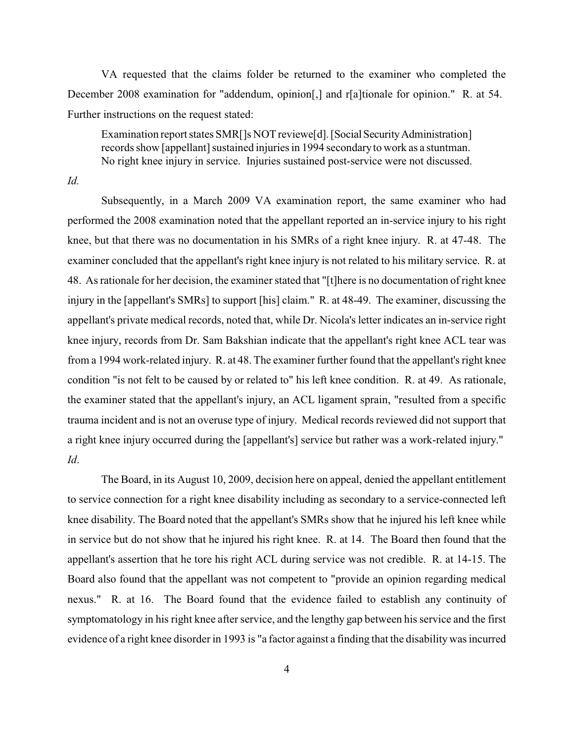VA requested that the claims folder be returned to the examiner who completed the December 2008 examination for "addendum, opinion[,] and r[a]tionale for opinion." R. at 54. Further instructions on the request stated:

> Examination report states SMR[]s NOT reviewe[d]. [Social Security Administration] records show [appellant] sustained injuries in 1994 secondary to work as a stuntman. No right knee injury in service. Injuries sustained post-service were not discussed.

*Id.*

Subsequently, in a March 2009 VA examination report, the same examiner who had performed the 2008 examination noted that the appellant reported an in-service injury to his right knee, but that there was no documentation in his SMRs of a right knee injury. R. at 47-48. The examiner concluded that the appellant's right knee injury is not related to his military service. R. at 48. As rationale for her decision, the examiner stated that "[t]here is no documentation of right knee injury in the [appellant's SMRs] to support [his] claim." R. at 48-49. The examiner, discussing the appellant's private medical records, noted that, while Dr. Nicola's letter indicates an in-service right knee injury, records from Dr. Sam Bakshian indicate that the appellant's right knee ACL tear was from a 1994 work-related injury. R. at 48. The examiner further found that the appellant's right knee condition "is not felt to be caused by or related to" his left knee condition. R. at 49. As rationale, the examiner stated that the appellant's injury, an ACL ligament sprain, "resulted from a specific trauma incident and is not an overuse type of injury. Medical records reviewed did not support that a right knee injury occurred during the [appellant's] service but rather was a work-related injury." *Id*.

The Board, in its August 10, 2009, decision here on appeal, denied the appellant entitlement to service connection for a right knee disability including as secondary to a service-connected left knee disability. The Board noted that the appellant's SMRs show that he injured his left knee while in service but do not show that he injured his right knee. R. at 14. The Board then found that the appellant's assertion that he tore his right ACL during service was not credible. R. at 14-15. The Board also found that the appellant was not competent to "provide an opinion regarding medical nexus." R. at 16. The Board found that the evidence failed to establish any continuity of symptomatology in his right knee after service, and the lengthy gap between his service and the first evidence of a right knee disorder in 1993 is "a factor against a finding that the disability was incurred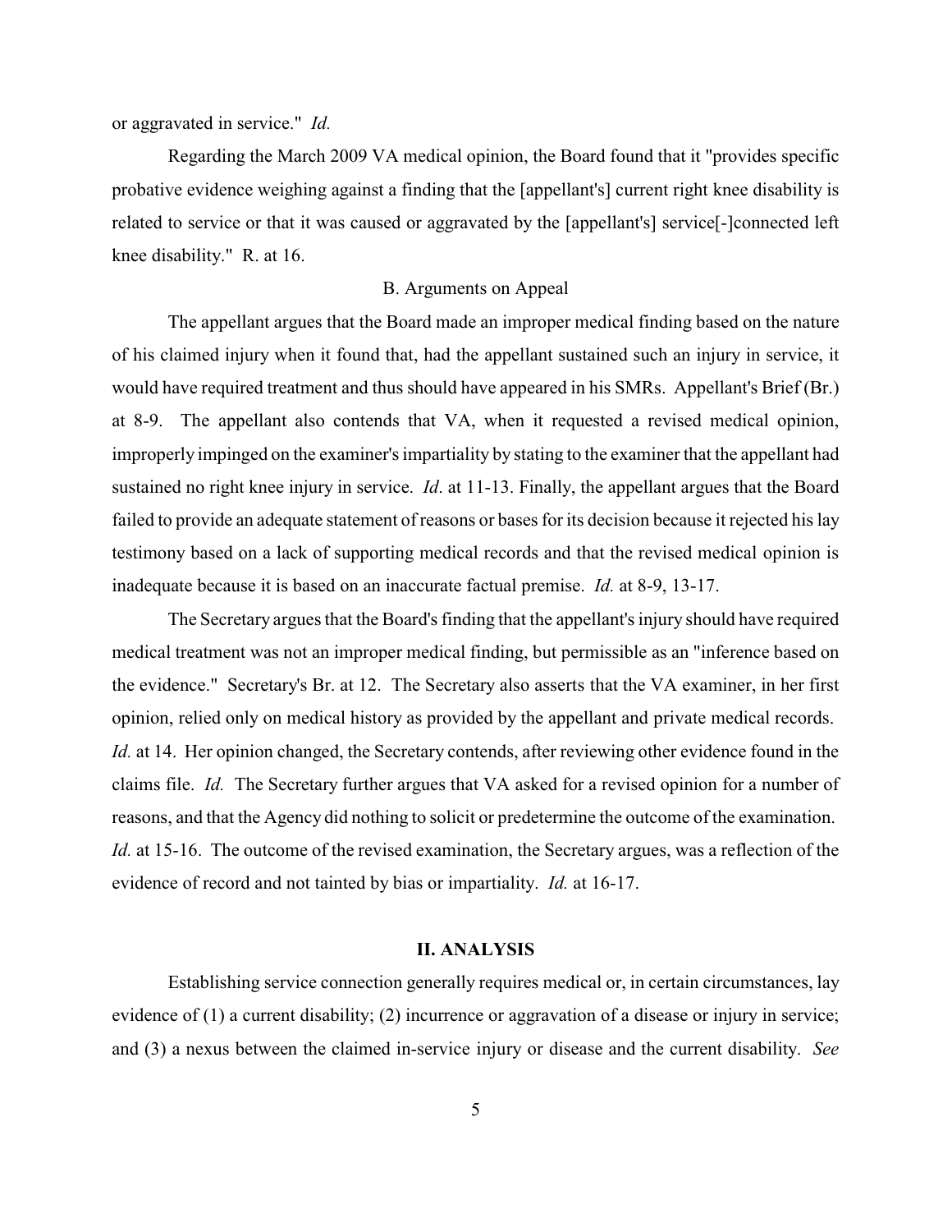or aggravated in service." *Id.*

Regarding the March 2009 VA medical opinion, the Board found that it "provides specific probative evidence weighing against a finding that the [appellant's] current right knee disability is related to service or that it was caused or aggravated by the [appellant's] service[-]connected left knee disability." R. at 16.

### B. Arguments on Appeal

The appellant argues that the Board made an improper medical finding based on the nature of his claimed injury when it found that, had the appellant sustained such an injury in service, it would have required treatment and thus should have appeared in his SMRs. Appellant's Brief (Br.) at 8-9. The appellant also contends that VA, when it requested a revised medical opinion, improperly impinged on the examiner's impartiality by stating to the examiner that the appellant had sustained no right knee injury in service. *Id*. at 11-13. Finally, the appellant argues that the Board failed to provide an adequate statement of reasons or bases for its decision because it rejected his lay testimony based on a lack of supporting medical records and that the revised medical opinion is inadequate because it is based on an inaccurate factual premise. *Id.* at 8-9, 13-17.

The Secretary argues that the Board's finding that the appellant's injury should have required medical treatment was not an improper medical finding, but permissible as an "inference based on the evidence." Secretary's Br. at 12. The Secretary also asserts that the VA examiner, in her first opinion, relied only on medical history as provided by the appellant and private medical records. *Id.* at 14. Her opinion changed, the Secretary contends, after reviewing other evidence found in the claims file. *Id.* The Secretary further argues that VA asked for a revised opinion for a number of reasons, and that the Agency did nothing to solicit or predetermine the outcome of the examination. *Id.* at 15-16. The outcome of the revised examination, the Secretary argues, was a reflection of the evidence of record and not tainted by bias or impartiality. *Id.* at 16-17.

## II. ANALYSIS

Establishing service connection generally requires medical or, in certain circumstances, lay evidence of (1) a current disability; (2) incurrence or aggravation of a disease or injury in service; and (3) a nexus between the claimed in-service injury or disease and the current disability. *See*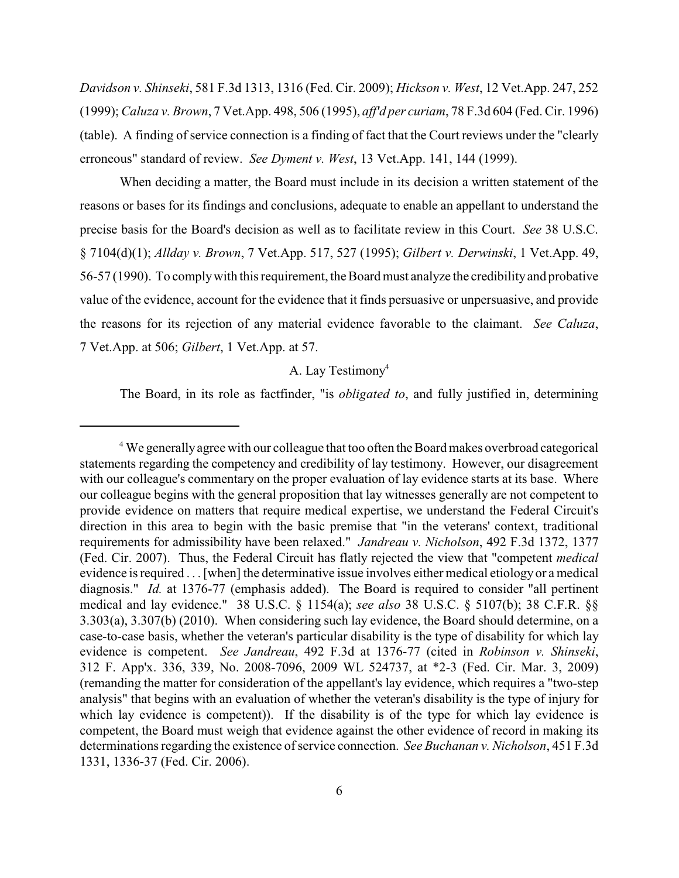*Davidson v. Shinseki*, 581 F.3d 1313, 1316 (Fed. Cir. 2009); *Hickson v. West*, 12 Vet.App. 247, 252 (1999); *Caluza v. Brown*, 7 Vet.App. 498, 506 (1995), *aff'd per curiam*, 78 F.3d 604 (Fed. Cir. 1996) (table). A finding of service connection is a finding of fact that the Court reviews under the "clearly erroneous" standard of review. *See Dyment v. West*, 13 Vet.App. 141, 144 (1999).

When deciding a matter, the Board must include in its decision a written statement of the reasons or bases for its findings and conclusions, adequate to enable an appellant to understand the precise basis for the Board's decision as well as to facilitate review in this Court. *See* 38 U.S.C. § 7104(d)(1); *Allday v. Brown*, 7 Vet.App. 517, 527 (1995); *Gilbert v. Derwinski*, 1 Vet.App. 49, 56-57 (1990). To comply with this requirement, the Board must analyze the credibility and probative value of the evidence, account for the evidence that it finds persuasive or unpersuasive, and provide the reasons for its rejection of any material evidence favorable to the claimant. *See Caluza*, 7 Vet.App. at 506; *Gilbert*, 1 Vet.App. at 57.

### A. Lay Testimony[4]

The Board, in its role as factfinder, "is *obligated to*, and fully justified in, determining

---

[4] We generally agree with our colleague that too often the Board makes overbroad categorical statements regarding the competency and credibility of lay testimony. However, our disagreement with our colleague's commentary on the proper evaluation of lay evidence starts at its base. Where our colleague begins with the general proposition that lay witnesses generally are not competent to provide evidence on matters that require medical expertise, we understand the Federal Circuit's direction in this area to begin with the basic premise that "in the veterans' context, traditional requirements for admissibility have been relaxed." *Jandreau v. Nicholson*, 492 F.3d 1372, 1377 (Fed. Cir. 2007). Thus, the Federal Circuit has flatly rejected the view that "competent *medical* evidence is required . . . [when] the determinative issue involves either medical etiology or a medical diagnosis." *Id.* at 1376-77 (emphasis added). The Board is required to consider "all pertinent medical and lay evidence." 38 U.S.C. § 1154(a); *see also* 38 U.S.C. § 5107(b); 38 C.F.R. §§ 3.303(a), 3.307(b) (2010). When considering such lay evidence, the Board should determine, on a case-to-case basis, whether the veteran's particular disability is the type of disability for which lay evidence is competent. *See Jandreau*, 492 F.3d at 1376-77 (cited in *Robinson v. Shinseki*, 312 F. App'x. 336, 339, No. 2008-7096, 2009 WL 524737, at *2-3 (Fed. Cir. Mar. 3, 2009) (remanding the matter for consideration of the appellant's lay evidence, which requires a "two-step analysis" that begins with an evaluation of whether the veteran's disability is the type of injury for which lay evidence is competent)). If the disability is of the type for which lay evidence is competent, the Board must weigh that evidence against the other evidence of record in making its determinations regarding the existence of service connection. *See Buchanan v. Nicholson*, 451 F.3d 1331, 1336-37 (Fed. Cir. 2006).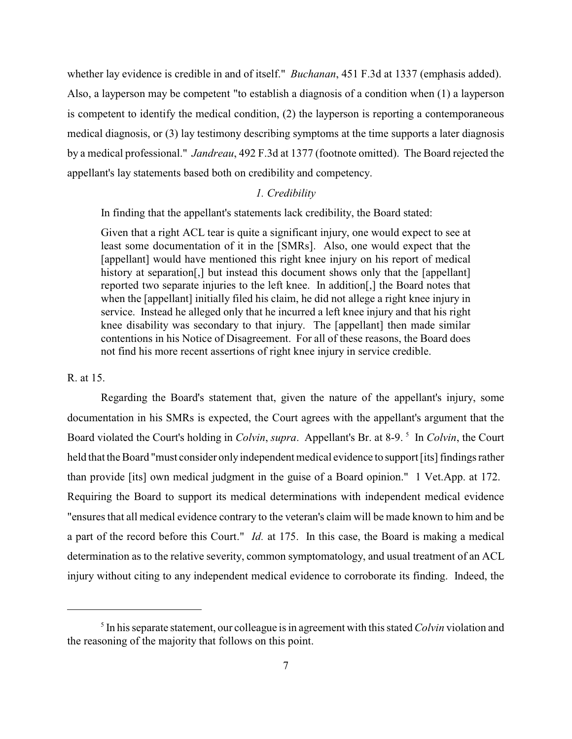whether lay evidence is credible in and of itself." *Buchanan*, 451 F.3d at 1337 (emphasis added). Also, a layperson may be competent "to establish a diagnosis of a condition when (1) a layperson is competent to identify the medical condition, (2) the layperson is reporting a contemporaneous medical diagnosis, or (3) lay testimony describing symptoms at the time supports a later diagnosis by a medical professional." *Jandreau*, 492 F.3d at 1377 (footnote omitted). The Board rejected the appellant's lay statements based both on credibility and competency.

*1. Credibility*

In finding that the appellant's statements lack credibility, the Board stated:

> Given that a right ACL tear is quite a significant injury, one would expect to see at least some documentation of it in the [SMRs]. Also, one would expect that the [appellant] would have mentioned this right knee injury on his report of medical history at separation[,] but instead this document shows only that the [appellant] reported two separate injuries to the left knee. In addition[,] the Board notes that when the [appellant] initially filed his claim, he did not allege a right knee injury in service. Instead he alleged only that he incurred a left knee injury and that his right knee disability was secondary to that injury. The [appellant] then made similar contentions in his Notice of Disagreement. For all of these reasons, the Board does not find his more recent assertions of right knee injury in service credible.

R. at 15.

Regarding the Board's statement that, given the nature of the appellant's injury, some documentation in his SMRs is expected, the Court agrees with the appellant's argument that the Board violated the Court's holding in *Colvin*, *supra*. Appellant's Br. at 8-9. [5] In *Colvin*, the Court held that the Board "must consider only independent medical evidence to support [its] findings rather than provide [its] own medical judgment in the guise of a Board opinion." 1 Vet.App. at 172. Requiring the Board to support its medical determinations with independent medical evidence "ensures that all medical evidence contrary to the veteran's claim will be made known to him and be a part of the record before this Court." *Id.* at 175. In this case, the Board is making a medical determination as to the relative severity, common symptomatology, and usual treatment of an ACL injury without citing to any independent medical evidence to corroborate its finding. Indeed, the

---

[5] In his separate statement, our colleague is in agreement with this stated *Colvin* violation and the reasoning of the majority that follows on this point.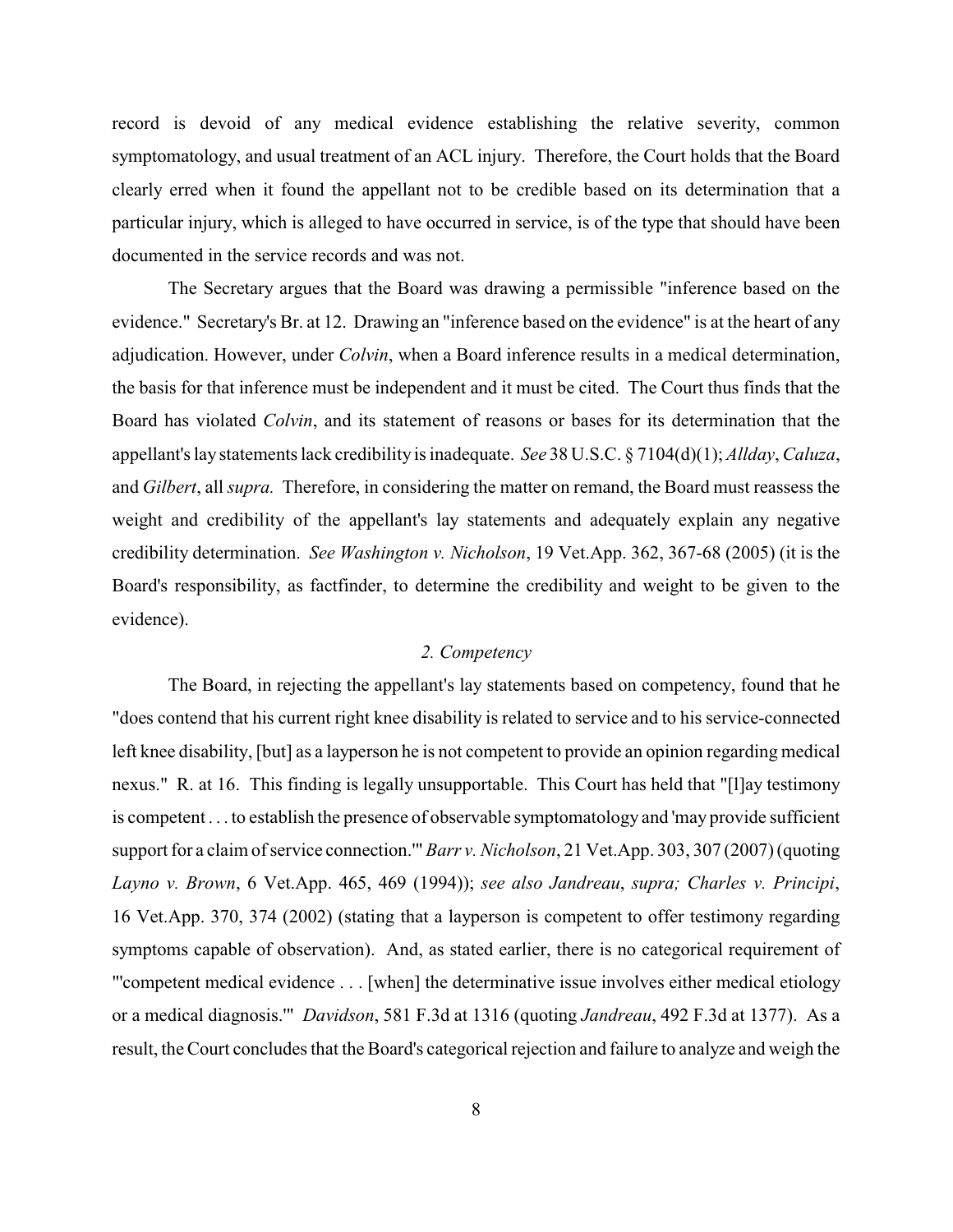record is devoid of any medical evidence establishing the relative severity, common symptomatology, and usual treatment of an ACL injury. Therefore, the Court holds that the Board clearly erred when it found the appellant not to be credible based on its determination that a particular injury, which is alleged to have occurred in service, is of the type that should have been documented in the service records and was not.

The Secretary argues that the Board was drawing a permissible "inference based on the evidence." Secretary's Br. at 12. Drawing an "inference based on the evidence" is at the heart of any adjudication. However, under *Colvin*, when a Board inference results in a medical determination, the basis for that inference must be independent and it must be cited. The Court thus finds that the Board has violated *Colvin*, and its statement of reasons or bases for its determination that the appellant's lay statements lack credibility is inadequate. *See* 38 U.S.C. § 7104(d)(1); *Allday*, *Caluza*, and *Gilbert*, all *supra.* Therefore, in considering the matter on remand, the Board must reassess the weight and credibility of the appellant's lay statements and adequately explain any negative credibility determination. *See Washington v. Nicholson*, 19 Vet.App. 362, 367-68 (2005) (it is the Board's responsibility, as factfinder, to determine the credibility and weight to be given to the evidence).

### *2. Competency*

The Board, in rejecting the appellant's lay statements based on competency, found that he "does contend that his current right knee disability is related to service and to his service-connected left knee disability, [but] as a layperson he is not competent to provide an opinion regarding medical nexus." R. at 16. This finding is legally unsupportable. This Court has held that "[l]ay testimony is competent . . . to establish the presence of observable symptomatology and 'may provide sufficient support for a claim of service connection.'" *Barr v. Nicholson*, 21 Vet.App. 303, 307 (2007) (quoting *Layno v. Brown*, 6 Vet.App. 465, 469 (1994)); *see also Jandreau*, *supra; Charles v. Principi*, 16 Vet.App. 370, 374 (2002) (stating that a layperson is competent to offer testimony regarding symptoms capable of observation). And, as stated earlier, there is no categorical requirement of "'competent medical evidence . . . [when] the determinative issue involves either medical etiology or a medical diagnosis.'" *Davidson*, 581 F.3d at 1316 (quoting *Jandreau*, 492 F.3d at 1377). As a result, the Court concludes that the Board's categorical rejection and failure to analyze and weigh the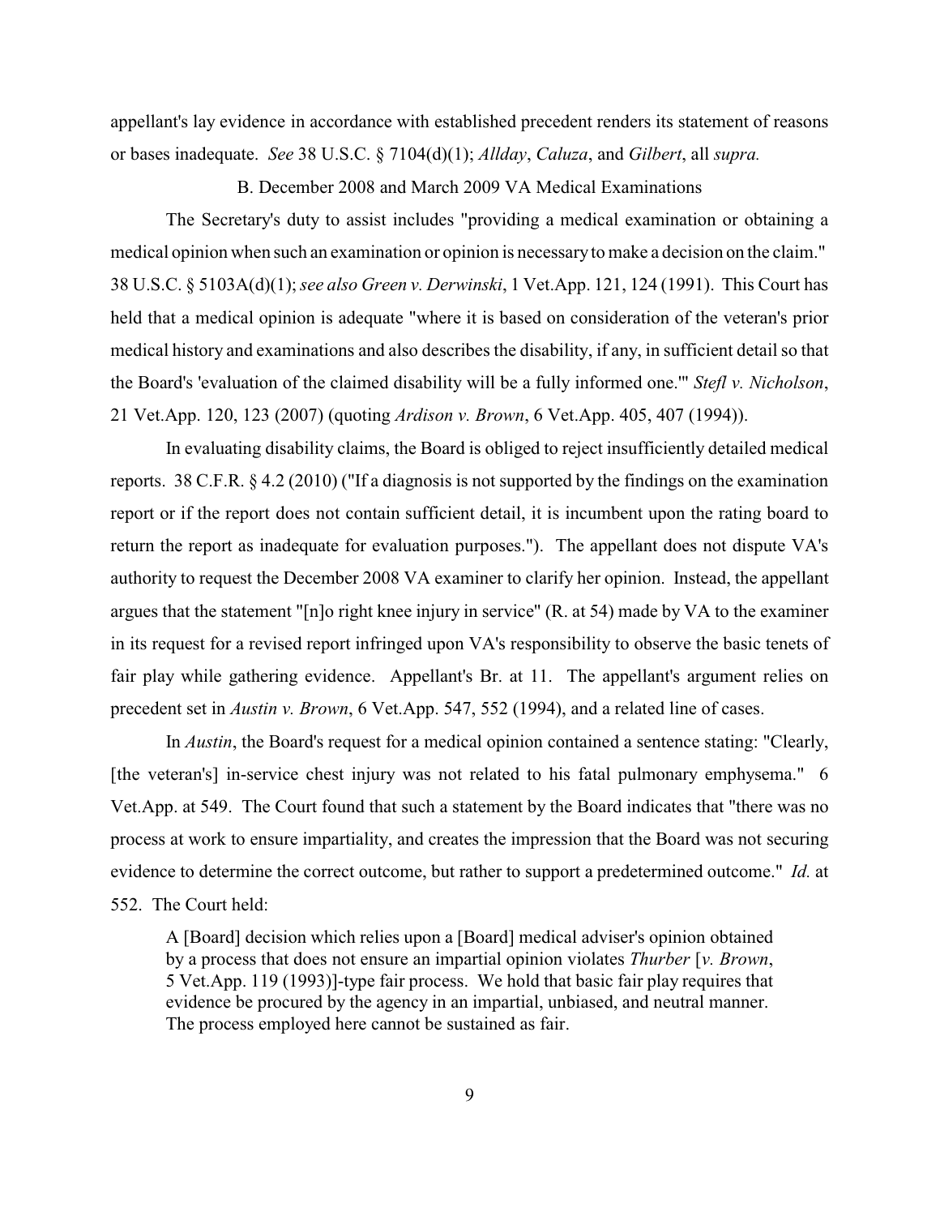appellant's lay evidence in accordance with established precedent renders its statement of reasons or bases inadequate. *See* 38 U.S.C. § 7104(d)(1); *Allday*, *Caluza*, and *Gilbert*, all *supra.*

### B. December 2008 and March 2009 VA Medical Examinations

The Secretary's duty to assist includes "providing a medical examination or obtaining a medical opinion when such an examination or opinion is necessary to make a decision on the claim." 38 U.S.C. § 5103A(d)(1); *see also Green v. Derwinski*, 1 Vet.App. 121, 124 (1991). This Court has held that a medical opinion is adequate "where it is based on consideration of the veteran's prior medical history and examinations and also describes the disability, if any, in sufficient detail so that the Board's 'evaluation of the claimed disability will be a fully informed one.'" *Stefl v. Nicholson*, 21 Vet.App. 120, 123 (2007) (quoting *Ardison v. Brown*, 6 Vet.App. 405, 407 (1994)).

In evaluating disability claims, the Board is obliged to reject insufficiently detailed medical reports. 38 C.F.R. § 4.2 (2010) ("If a diagnosis is not supported by the findings on the examination report or if the report does not contain sufficient detail, it is incumbent upon the rating board to return the report as inadequate for evaluation purposes."). The appellant does not dispute VA's authority to request the December 2008 VA examiner to clarify her opinion. Instead, the appellant argues that the statement "[n]o right knee injury in service" (R. at 54) made by VA to the examiner in its request for a revised report infringed upon VA's responsibility to observe the basic tenets of fair play while gathering evidence. Appellant's Br. at 11. The appellant's argument relies on precedent set in *Austin v. Brown*, 6 Vet.App. 547, 552 (1994), and a related line of cases.

In *Austin*, the Board's request for a medical opinion contained a sentence stating: "Clearly, [the veteran's] in-service chest injury was not related to his fatal pulmonary emphysema." 6 Vet.App. at 549. The Court found that such a statement by the Board indicates that "there was no process at work to ensure impartiality, and creates the impression that the Board was not securing evidence to determine the correct outcome, but rather to support a predetermined outcome." *Id.* at 552. The Court held:

> A [Board] decision which relies upon a [Board] medical adviser's opinion obtained by a process that does not ensure an impartial opinion violates *Thurber* [*v. Brown*, 5 Vet.App. 119 (1993)]-type fair process. We hold that basic fair play requires that evidence be procured by the agency in an impartial, unbiased, and neutral manner. The process employed here cannot be sustained as fair.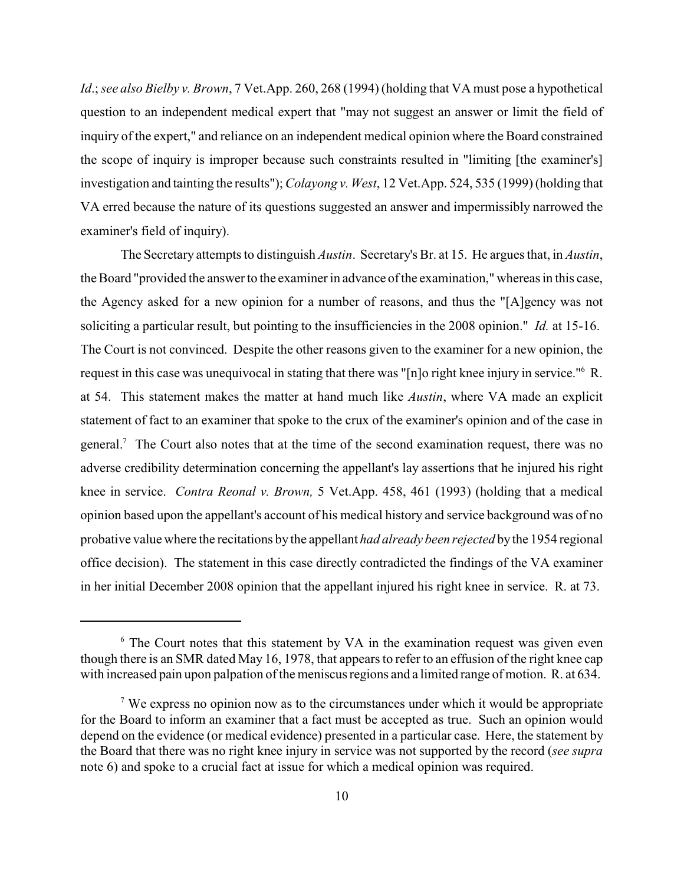*Id*.; *see also Bielby v. Brown*, 7 Vet.App. 260, 268 (1994) (holding that VA must pose a hypothetical question to an independent medical expert that "may not suggest an answer or limit the field of inquiry of the expert," and reliance on an independent medical opinion where the Board constrained the scope of inquiry is improper because such constraints resulted in "limiting [the examiner's] investigation and tainting the results"); *Colayong v. West*, 12 Vet.App. 524, 535 (1999) (holding that VA erred because the nature of its questions suggested an answer and impermissibly narrowed the examiner's field of inquiry).

The Secretary attempts to distinguish *Austin*. Secretary's Br. at 15. He argues that, in *Austin*, the Board "provided the answer to the examiner in advance of the examination," whereas in this case, the Agency asked for a new opinion for a number of reasons, and thus the "[A]gency was not soliciting a particular result, but pointing to the insufficiencies in the 2008 opinion." *Id.* at 15-16. The Court is not convinced. Despite the other reasons given to the examiner for a new opinion, the request in this case was unequivocal in stating that there was "[n]o right knee injury in service."[6] R. at 54. This statement makes the matter at hand much like *Austin*, where VA made an explicit statement of fact to an examiner that spoke to the crux of the examiner's opinion and of the case in general.[7] The Court also notes that at the time of the second examination request, there was no adverse credibility determination concerning the appellant's lay assertions that he injured his right knee in service. *Contra Reonal v. Brown,* 5 Vet.App. 458, 461 (1993) (holding that a medical opinion based upon the appellant's account of his medical history and service background was of no probative value where the recitations by the appellant *had already been rejected* by the 1954 regional office decision). The statement in this case directly contradicted the findings of the VA examiner in her initial December 2008 opinion that the appellant injured his right knee in service. R. at 73.

---

[6] The Court notes that this statement by VA in the examination request was given even though there is an SMR dated May 16, 1978, that appears to refer to an effusion of the right knee cap with increased pain upon palpation of the meniscus regions and a limited range of motion. R. at 634.

[7] We express no opinion now as to the circumstances under which it would be appropriate for the Board to inform an examiner that a fact must be accepted as true. Such an opinion would depend on the evidence (or medical evidence) presented in a particular case. Here, the statement by the Board that there was no right knee injury in service was not supported by the record (*see supra* note 6) and spoke to a crucial fact at issue for which a medical opinion was required.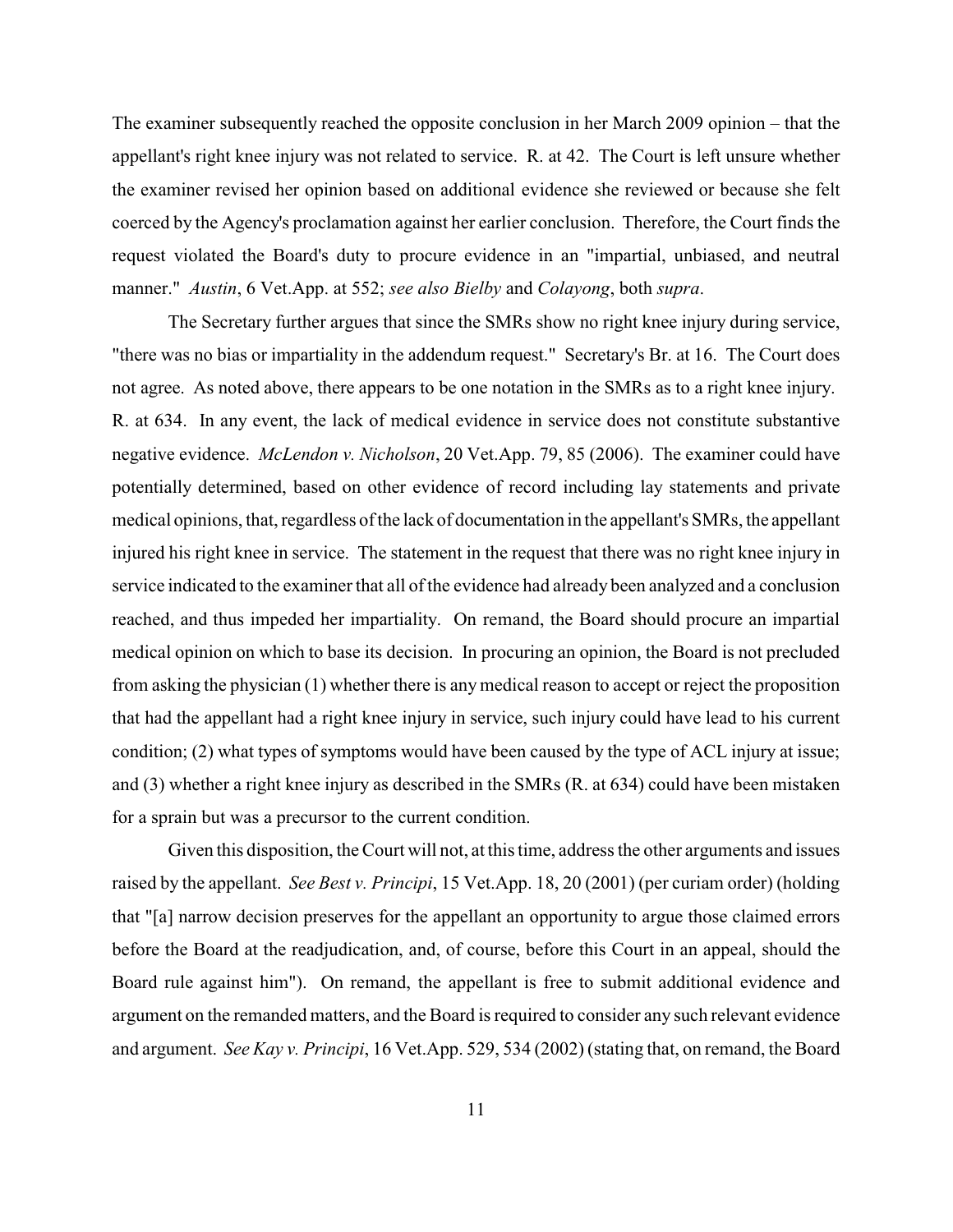The examiner subsequently reached the opposite conclusion in her March 2009 opinion – that the appellant's right knee injury was not related to service. R. at 42. The Court is left unsure whether the examiner revised her opinion based on additional evidence she reviewed or because she felt coerced by the Agency's proclamation against her earlier conclusion. Therefore, the Court finds the request violated the Board's duty to procure evidence in an "impartial, unbiased, and neutral manner." *Austin*, 6 Vet.App. at 552; *see also Bielby* and *Colayong*, both *supra*.

The Secretary further argues that since the SMRs show no right knee injury during service, "there was no bias or impartiality in the addendum request." Secretary's Br. at 16. The Court does not agree. As noted above, there appears to be one notation in the SMRs as to a right knee injury. R. at 634. In any event, the lack of medical evidence in service does not constitute substantive negative evidence. *McLendon v. Nicholson*, 20 Vet.App. 79, 85 (2006). The examiner could have potentially determined, based on other evidence of record including lay statements and private medical opinions, that, regardless of the lack of documentation in the appellant's SMRs, the appellant injured his right knee in service. The statement in the request that there was no right knee injury in service indicated to the examiner that all of the evidence had already been analyzed and a conclusion reached, and thus impeded her impartiality. On remand, the Board should procure an impartial medical opinion on which to base its decision. In procuring an opinion, the Board is not precluded from asking the physician (1) whether there is any medical reason to accept or reject the proposition that had the appellant had a right knee injury in service, such injury could have lead to his current condition; (2) what types of symptoms would have been caused by the type of ACL injury at issue; and (3) whether a right knee injury as described in the SMRs (R. at 634) could have been mistaken for a sprain but was a precursor to the current condition.

Given this disposition, the Court will not, at this time, address the other arguments and issues raised by the appellant. *See Best v. Principi*, 15 Vet.App. 18, 20 (2001) (per curiam order) (holding that "[a] narrow decision preserves for the appellant an opportunity to argue those claimed errors before the Board at the readjudication, and, of course, before this Court in an appeal, should the Board rule against him"). On remand, the appellant is free to submit additional evidence and argument on the remanded matters, and the Board is required to consider any such relevant evidence and argument. *See Kay v. Principi*, 16 Vet.App. 529, 534 (2002) (stating that, on remand, the Board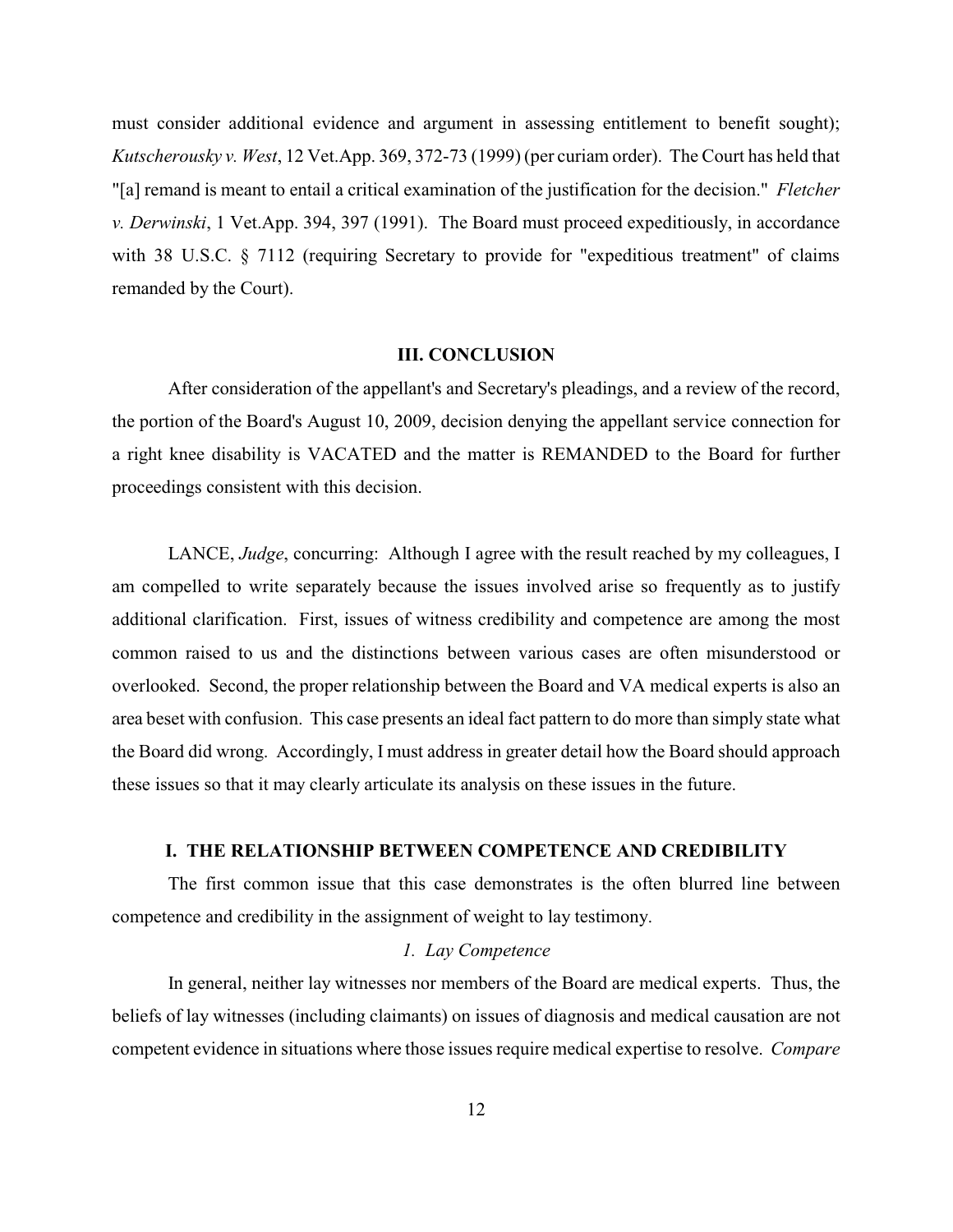must consider additional evidence and argument in assessing entitlement to benefit sought); *Kutscherousky v. West*, 12 Vet.App. 369, 372-73 (1999) (per curiam order). The Court has held that "[a] remand is meant to entail a critical examination of the justification for the decision." *Fletcher v. Derwinski*, 1 Vet.App. 394, 397 (1991). The Board must proceed expeditiously, in accordance with 38 U.S.C. § 7112 (requiring Secretary to provide for "expeditious treatment" of claims remanded by the Court).

## III. CONCLUSION

After consideration of the appellant's and Secretary's pleadings, and a review of the record, the portion of the Board's August 10, 2009, decision denying the appellant service connection for a right knee disability is VACATED and the matter is REMANDED to the Board for further proceedings consistent with this decision.

LANCE, *Judge*, concurring: Although I agree with the result reached by my colleagues, I am compelled to write separately because the issues involved arise so frequently as to justify additional clarification. First, issues of witness credibility and competence are among the most common raised to us and the distinctions between various cases are often misunderstood or overlooked. Second, the proper relationship between the Board and VA medical experts is also an area beset with confusion. This case presents an ideal fact pattern to do more than simply state what the Board did wrong. Accordingly, I must address in greater detail how the Board should approach these issues so that it may clearly articulate its analysis on these issues in the future.

## I. THE RELATIONSHIP BETWEEN COMPETENCE AND CREDIBILITY

The first common issue that this case demonstrates is the often blurred line between competence and credibility in the assignment of weight to lay testimony.

### *1. Lay Competence*

In general, neither lay witnesses nor members of the Board are medical experts. Thus, the beliefs of lay witnesses (including claimants) on issues of diagnosis and medical causation are not competent evidence in situations where those issues require medical expertise to resolve. *Compare*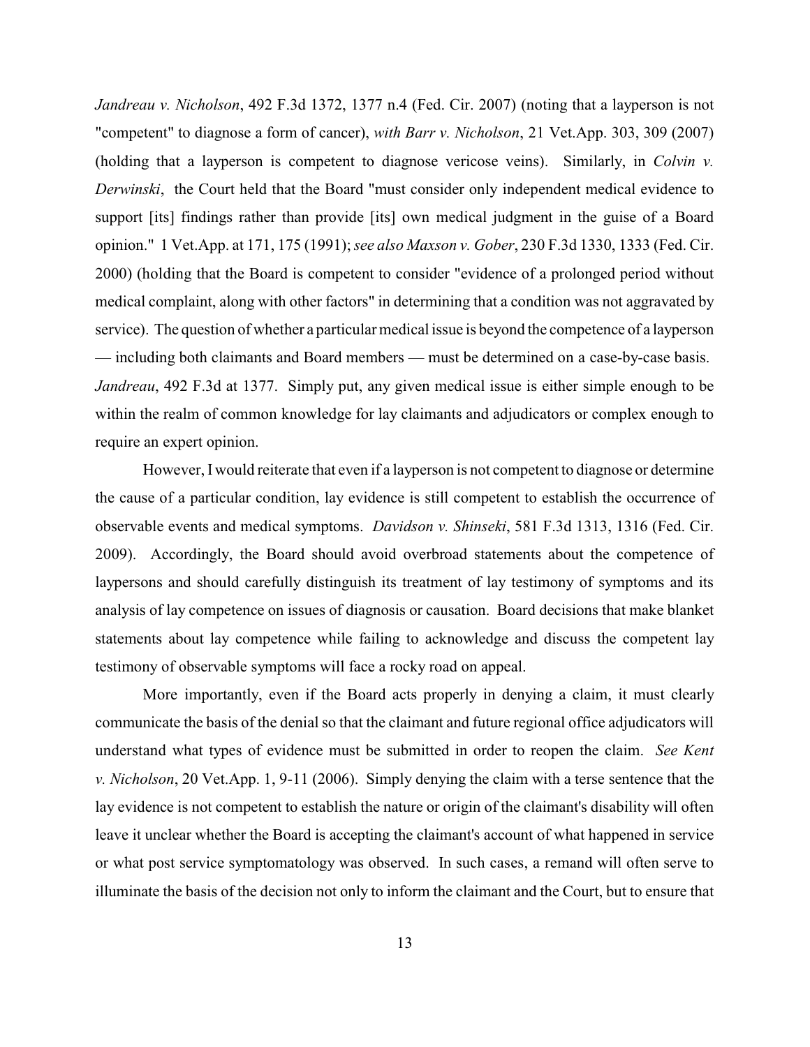*Jandreau v. Nicholson*, 492 F.3d 1372, 1377 n.4 (Fed. Cir. 2007) (noting that a layperson is not "competent" to diagnose a form of cancer), *with Barr v. Nicholson*, 21 Vet.App. 303, 309 (2007) (holding that a layperson is competent to diagnose vericose veins). Similarly, in *Colvin v. Derwinski*, the Court held that the Board "must consider only independent medical evidence to support [its] findings rather than provide [its] own medical judgment in the guise of a Board opinion." 1 Vet.App. at 171, 175 (1991); *see also Maxson v. Gober*, 230 F.3d 1330, 1333 (Fed. Cir. 2000) (holding that the Board is competent to consider "evidence of a prolonged period without medical complaint, along with other factors" in determining that a condition was not aggravated by service). The question of whether a particular medical issue is beyond the competence of a layperson — including both claimants and Board members — must be determined on a case-by-case basis. *Jandreau*, 492 F.3d at 1377. Simply put, any given medical issue is either simple enough to be within the realm of common knowledge for lay claimants and adjudicators or complex enough to require an expert opinion.

However, I would reiterate that even if a layperson is not competent to diagnose or determine the cause of a particular condition, lay evidence is still competent to establish the occurrence of observable events and medical symptoms. *Davidson v. Shinseki*, 581 F.3d 1313, 1316 (Fed. Cir. 2009). Accordingly, the Board should avoid overbroad statements about the competence of laypersons and should carefully distinguish its treatment of lay testimony of symptoms and its analysis of lay competence on issues of diagnosis or causation. Board decisions that make blanket statements about lay competence while failing to acknowledge and discuss the competent lay testimony of observable symptoms will face a rocky road on appeal.

More importantly, even if the Board acts properly in denying a claim, it must clearly communicate the basis of the denial so that the claimant and future regional office adjudicators will understand what types of evidence must be submitted in order to reopen the claim. *See Kent v. Nicholson*, 20 Vet.App. 1, 9-11 (2006). Simply denying the claim with a terse sentence that the lay evidence is not competent to establish the nature or origin of the claimant's disability will often leave it unclear whether the Board is accepting the claimant's account of what happened in service or what post service symptomatology was observed. In such cases, a remand will often serve to illuminate the basis of the decision not only to inform the claimant and the Court, but to ensure that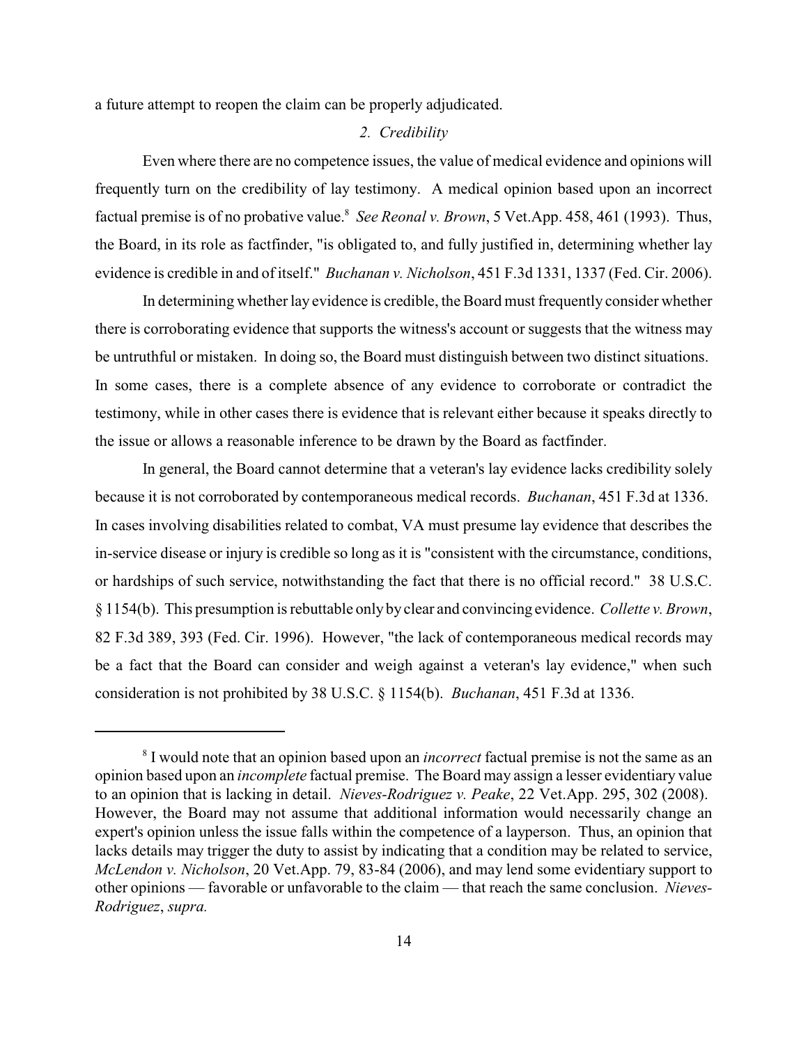a future attempt to reopen the claim can be properly adjudicated.

### *2. Credibility*

Even where there are no competence issues, the value of medical evidence and opinions will frequently turn on the credibility of lay testimony. A medical opinion based upon an incorrect factual premise is of no probative value.[8] *See Reonal v. Brown*, 5 Vet.App. 458, 461 (1993). Thus, the Board, in its role as factfinder, "is obligated to, and fully justified in, determining whether lay evidence is credible in and of itself." *Buchanan v. Nicholson*, 451 F.3d 1331, 1337 (Fed. Cir. 2006).

In determining whether lay evidence is credible, the Board must frequently consider whether there is corroborating evidence that supports the witness's account or suggests that the witness may be untruthful or mistaken. In doing so, the Board must distinguish between two distinct situations. In some cases, there is a complete absence of any evidence to corroborate or contradict the testimony, while in other cases there is evidence that is relevant either because it speaks directly to the issue or allows a reasonable inference to be drawn by the Board as factfinder.

In general, the Board cannot determine that a veteran's lay evidence lacks credibility solely because it is not corroborated by contemporaneous medical records. *Buchanan*, 451 F.3d at 1336. In cases involving disabilities related to combat, VA must presume lay evidence that describes the in-service disease or injury is credible so long as it is "consistent with the circumstance, conditions, or hardships of such service, notwithstanding the fact that there is no official record." 38 U.S.C. § 1154(b). This presumption is rebuttable only by clear and convincing evidence. *Collette v. Brown*, 82 F.3d 389, 393 (Fed. Cir. 1996). However, "the lack of contemporaneous medical records may be a fact that the Board can consider and weigh against a veteran's lay evidence," when such consideration is not prohibited by 38 U.S.C. § 1154(b). *Buchanan*, 451 F.3d at 1336.

---

[8] I would note that an opinion based upon an *incorrect* factual premise is not the same as an opinion based upon an *incomplete* factual premise. The Board may assign a lesser evidentiary value to an opinion that is lacking in detail. *Nieves-Rodriguez v. Peake*, 22 Vet.App. 295, 302 (2008). However, the Board may not assume that additional information would necessarily change an expert's opinion unless the issue falls within the competence of a layperson. Thus, an opinion that lacks details may trigger the duty to assist by indicating that a condition may be related to service, *McLendon v. Nicholson*, 20 Vet.App. 79, 83-84 (2006), and may lend some evidentiary support to other opinions — favorable or unfavorable to the claim — that reach the same conclusion. *Nieves-Rodriguez*, *supra.*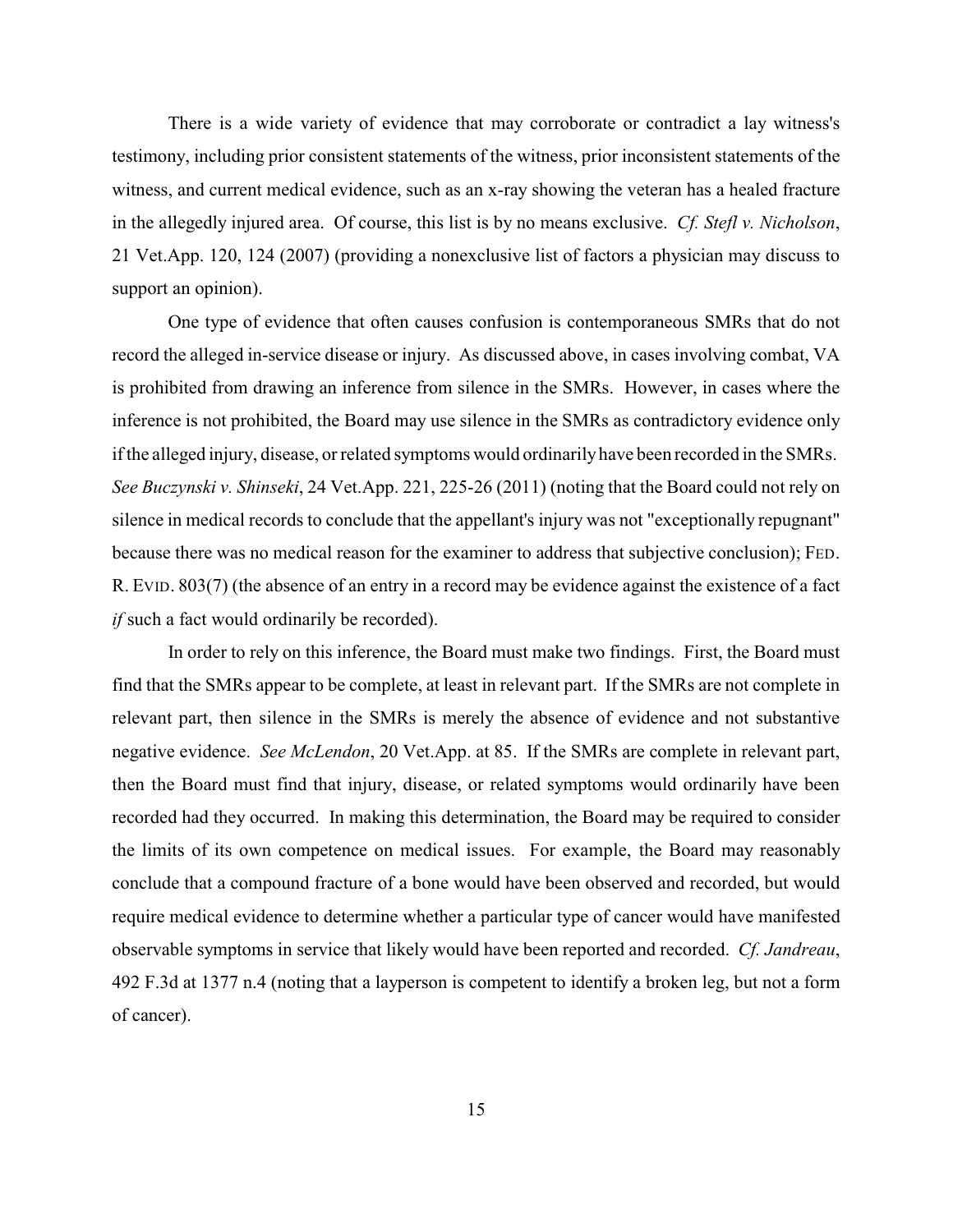There is a wide variety of evidence that may corroborate or contradict a lay witness's testimony, including prior consistent statements of the witness, prior inconsistent statements of the witness, and current medical evidence, such as an x-ray showing the veteran has a healed fracture in the allegedly injured area. Of course, this list is by no means exclusive. *Cf. Stefl v. Nicholson*, 21 Vet.App. 120, 124 (2007) (providing a nonexclusive list of factors a physician may discuss to support an opinion).

One type of evidence that often causes confusion is contemporaneous SMRs that do not record the alleged in-service disease or injury. As discussed above, in cases involving combat, VA is prohibited from drawing an inference from silence in the SMRs. However, in cases where the inference is not prohibited, the Board may use silence in the SMRs as contradictory evidence only if the alleged injury, disease, or related symptoms would ordinarily have been recorded in the SMRs. *See Buczynski v. Shinseki*, 24 Vet.App. 221, 225-26 (2011) (noting that the Board could not rely on silence in medical records to conclude that the appellant's injury was not "exceptionally repugnant" because there was no medical reason for the examiner to address that subjective conclusion); FED. R. EVID. 803(7) (the absence of an entry in a record may be evidence against the existence of a fact *if* such a fact would ordinarily be recorded).

In order to rely on this inference, the Board must make two findings. First, the Board must find that the SMRs appear to be complete, at least in relevant part. If the SMRs are not complete in relevant part, then silence in the SMRs is merely the absence of evidence and not substantive negative evidence. *See McLendon*, 20 Vet.App. at 85. If the SMRs are complete in relevant part, then the Board must find that injury, disease, or related symptoms would ordinarily have been recorded had they occurred. In making this determination, the Board may be required to consider the limits of its own competence on medical issues. For example, the Board may reasonably conclude that a compound fracture of a bone would have been observed and recorded, but would require medical evidence to determine whether a particular type of cancer would have manifested observable symptoms in service that likely would have been reported and recorded. *Cf. Jandreau*, 492 F.3d at 1377 n.4 (noting that a layperson is competent to identify a broken leg, but not a form of cancer).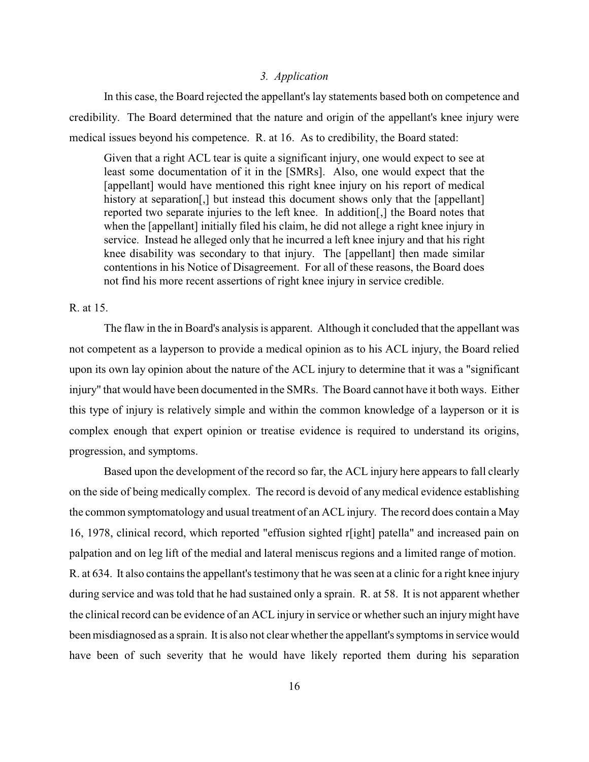### *3. Application*

In this case, the Board rejected the appellant's lay statements based both on competence and credibility. The Board determined that the nature and origin of the appellant's knee injury were medical issues beyond his competence. R. at 16. As to credibility, the Board stated:

> Given that a right ACL tear is quite a significant injury, one would expect to see at least some documentation of it in the [SMRs]. Also, one would expect that the [appellant] would have mentioned this right knee injury on his report of medical history at separation[,] but instead this document shows only that the [appellant] reported two separate injuries to the left knee. In addition[,] the Board notes that when the [appellant] initially filed his claim, he did not allege a right knee injury in service. Instead he alleged only that he incurred a left knee injury and that his right knee disability was secondary to that injury. The [appellant] then made similar contentions in his Notice of Disagreement. For all of these reasons, the Board does not find his more recent assertions of right knee injury in service credible.

R. at 15.

The flaw in the in Board's analysis is apparent. Although it concluded that the appellant was not competent as a layperson to provide a medical opinion as to his ACL injury, the Board relied upon its own lay opinion about the nature of the ACL injury to determine that it was a "significant injury" that would have been documented in the SMRs. The Board cannot have it both ways. Either this type of injury is relatively simple and within the common knowledge of a layperson or it is complex enough that expert opinion or treatise evidence is required to understand its origins, progression, and symptoms.

Based upon the development of the record so far, the ACL injury here appears to fall clearly on the side of being medically complex. The record is devoid of any medical evidence establishing the common symptomatology and usual treatment of an ACL injury. The record does contain a May 16, 1978, clinical record, which reported "effusion sighted r[ight] patella" and increased pain on palpation and on leg lift of the medial and lateral meniscus regions and a limited range of motion. R. at 634. It also contains the appellant's testimony that he was seen at a clinic for a right knee injury during service and was told that he had sustained only a sprain. R. at 58. It is not apparent whether the clinical record can be evidence of an ACL injury in service or whether such an injury might have been misdiagnosed as a sprain. It is also not clear whether the appellant's symptoms in service would have been of such severity that he would have likely reported them during his separation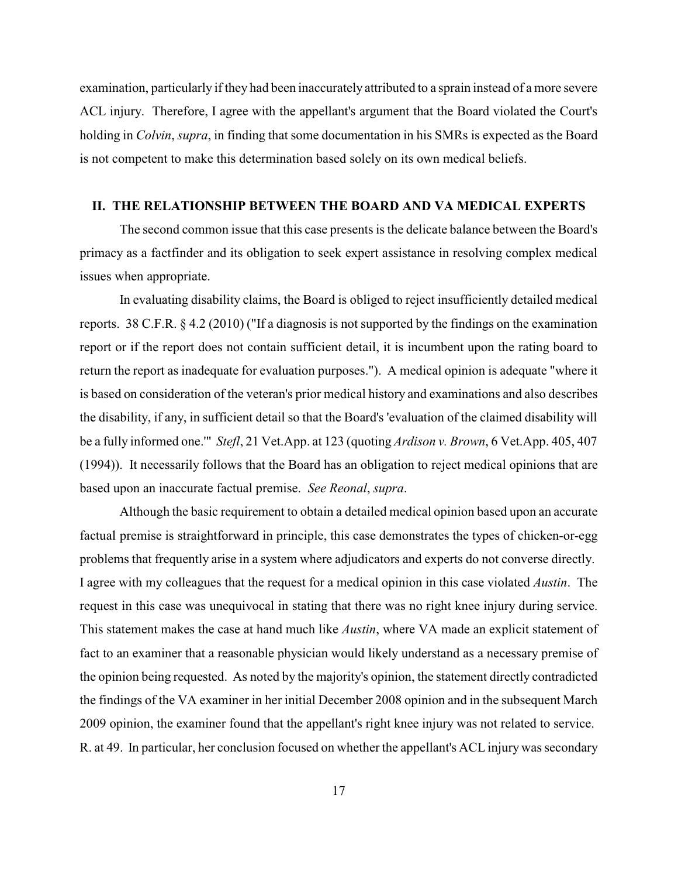examination, particularly if they had been inaccurately attributed to a sprain instead of a more severe ACL injury. Therefore, I agree with the appellant's argument that the Board violated the Court's holding in *Colvin*, *supra*, in finding that some documentation in his SMRs is expected as the Board is not competent to make this determination based solely on its own medical beliefs.

## II. THE RELATIONSHIP BETWEEN THE BOARD AND VA MEDICAL EXPERTS

The second common issue that this case presents is the delicate balance between the Board's primacy as a factfinder and its obligation to seek expert assistance in resolving complex medical issues when appropriate.

In evaluating disability claims, the Board is obliged to reject insufficiently detailed medical reports. 38 C.F.R. § 4.2 (2010) ("If a diagnosis is not supported by the findings on the examination report or if the report does not contain sufficient detail, it is incumbent upon the rating board to return the report as inadequate for evaluation purposes."). A medical opinion is adequate "where it is based on consideration of the veteran's prior medical history and examinations and also describes the disability, if any, in sufficient detail so that the Board's 'evaluation of the claimed disability will be a fully informed one.'" *Stefl*, 21 Vet.App. at 123 (quoting *Ardison v. Brown*, 6 Vet.App. 405, 407 (1994)). It necessarily follows that the Board has an obligation to reject medical opinions that are based upon an inaccurate factual premise. *See Reonal*, *supra*.

Although the basic requirement to obtain a detailed medical opinion based upon an accurate factual premise is straightforward in principle, this case demonstrates the types of chicken-or-egg problems that frequently arise in a system where adjudicators and experts do not converse directly. I agree with my colleagues that the request for a medical opinion in this case violated *Austin*. The request in this case was unequivocal in stating that there was no right knee injury during service. This statement makes the case at hand much like *Austin*, where VA made an explicit statement of fact to an examiner that a reasonable physician would likely understand as a necessary premise of the opinion being requested. As noted by the majority's opinion, the statement directly contradicted the findings of the VA examiner in her initial December 2008 opinion and in the subsequent March 2009 opinion, the examiner found that the appellant's right knee injury was not related to service. R. at 49. In particular, her conclusion focused on whether the appellant's ACL injury was secondary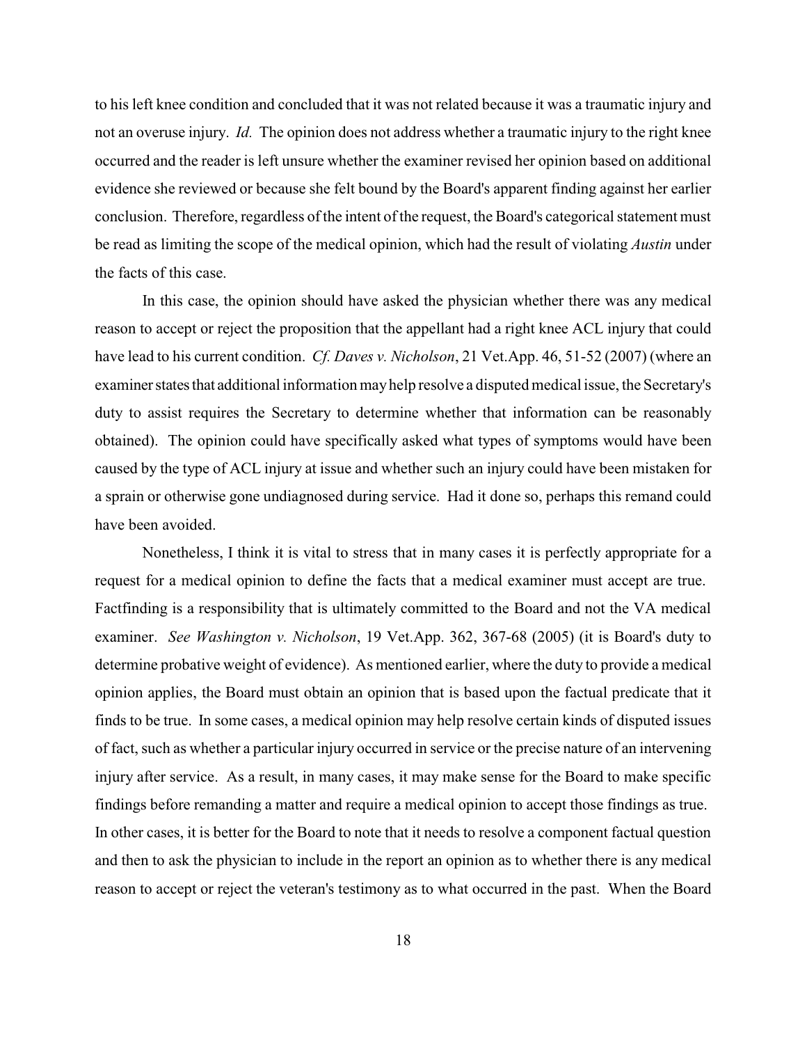to his left knee condition and concluded that it was not related because it was a traumatic injury and not an overuse injury. *Id.* The opinion does not address whether a traumatic injury to the right knee occurred and the reader is left unsure whether the examiner revised her opinion based on additional evidence she reviewed or because she felt bound by the Board's apparent finding against her earlier conclusion. Therefore, regardless of the intent of the request, the Board's categorical statement must be read as limiting the scope of the medical opinion, which had the result of violating *Austin* under the facts of this case.

In this case, the opinion should have asked the physician whether there was any medical reason to accept or reject the proposition that the appellant had a right knee ACL injury that could have lead to his current condition. *Cf. Daves v. Nicholson*, 21 Vet.App. 46, 51-52 (2007) (where an examiner states that additional information may help resolve a disputed medical issue, the Secretary's duty to assist requires the Secretary to determine whether that information can be reasonably obtained). The opinion could have specifically asked what types of symptoms would have been caused by the type of ACL injury at issue and whether such an injury could have been mistaken for a sprain or otherwise gone undiagnosed during service. Had it done so, perhaps this remand could have been avoided.

Nonetheless, I think it is vital to stress that in many cases it is perfectly appropriate for a request for a medical opinion to define the facts that a medical examiner must accept are true. Factfinding is a responsibility that is ultimately committed to the Board and not the VA medical examiner. *See Washington v. Nicholson*, 19 Vet.App. 362, 367-68 (2005) (it is Board's duty to determine probative weight of evidence). As mentioned earlier, where the duty to provide a medical opinion applies, the Board must obtain an opinion that is based upon the factual predicate that it finds to be true. In some cases, a medical opinion may help resolve certain kinds of disputed issues of fact, such as whether a particular injury occurred in service or the precise nature of an intervening injury after service. As a result, in many cases, it may make sense for the Board to make specific findings before remanding a matter and require a medical opinion to accept those findings as true. In other cases, it is better for the Board to note that it needs to resolve a component factual question and then to ask the physician to include in the report an opinion as to whether there is any medical reason to accept or reject the veteran's testimony as to what occurred in the past. When the Board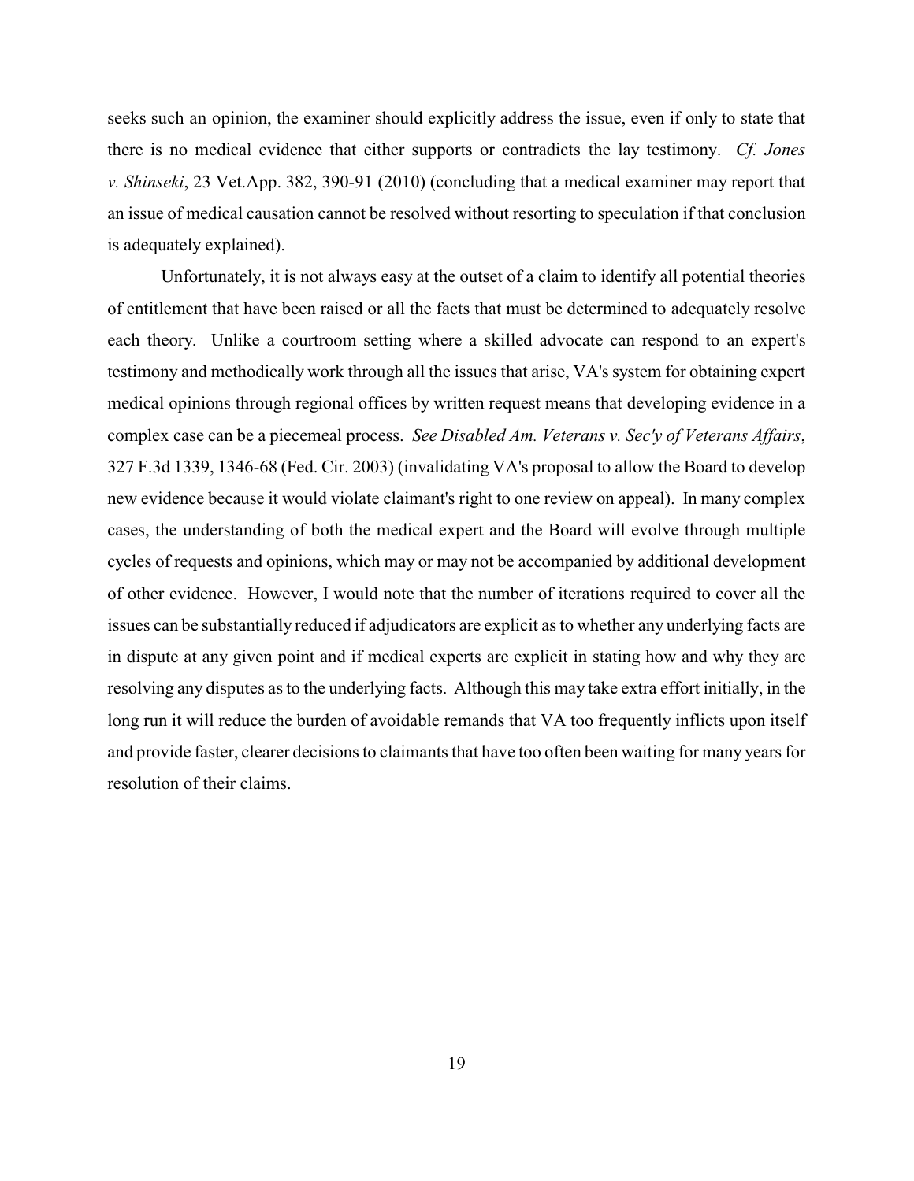seeks such an opinion, the examiner should explicitly address the issue, even if only to state that there is no medical evidence that either supports or contradicts the lay testimony. *Cf. Jones v. Shinseki*, 23 Vet.App. 382, 390-91 (2010) (concluding that a medical examiner may report that an issue of medical causation cannot be resolved without resorting to speculation if that conclusion is adequately explained).

Unfortunately, it is not always easy at the outset of a claim to identify all potential theories of entitlement that have been raised or all the facts that must be determined to adequately resolve each theory. Unlike a courtroom setting where a skilled advocate can respond to an expert's testimony and methodically work through all the issues that arise, VA's system for obtaining expert medical opinions through regional offices by written request means that developing evidence in a complex case can be a piecemeal process. *See Disabled Am. Veterans v. Sec'y of Veterans Affairs*, 327 F.3d 1339, 1346-68 (Fed. Cir. 2003) (invalidating VA's proposal to allow the Board to develop new evidence because it would violate claimant's right to one review on appeal). In many complex cases, the understanding of both the medical expert and the Board will evolve through multiple cycles of requests and opinions, which may or may not be accompanied by additional development of other evidence. However, I would note that the number of iterations required to cover all the issues can be substantially reduced if adjudicators are explicit as to whether any underlying facts are in dispute at any given point and if medical experts are explicit in stating how and why they are resolving any disputes as to the underlying facts. Although this may take extra effort initially, in the long run it will reduce the burden of avoidable remands that VA too frequently inflicts upon itself and provide faster, clearer decisions to claimants that have too often been waiting for many years for resolution of their claims.